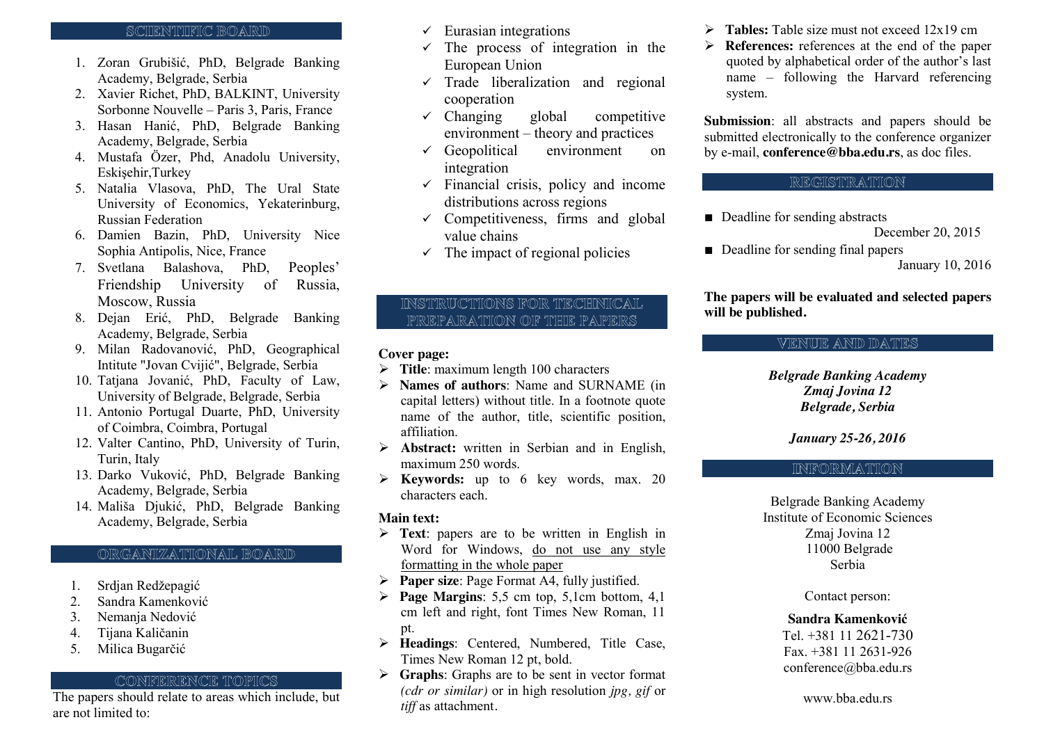## SCIENTIFIC BOARD

1. Zoran Grubišić, PhD, Belgrade Banking Academy, Belgrade, Serbia
2. Xavier Richet, PhD, BALKINT, University Sorbonne Nouvelle – Paris 3, Paris, France
3. Hasan Hanić, PhD, Belgrade Banking Academy, Belgrade, Serbia
4. Mustafa Özer, Phd, Anadolu University, Eskişehir,Turkey
5. Natalia Vlasova, PhD, The Ural State University of Economics, Yekaterinburg, Russian Federation
6. Damien Bazin, PhD, University Nice Sophia Antipolis, Nice, France
7. Svetlana Balashova, PhD, Peoples' Friendship University of Russia, Moscow, Russia
8. Dejan Erić, PhD, Belgrade Banking Academy, Belgrade, Serbia
9. Milan Radovanović, PhD, Geographical Intitute "Jovan Cvijić", Belgrade, Serbia
10. Tatjana Jovanić, PhD, Faculty of Law, University of Belgrade, Belgrade, Serbia
11. Antonio Portugal Duarte, PhD, University of Coimbra, Coimbra, Portugal
12. Valter Cantino, PhD, University of Turin, Turin, Italy
13. Darko Vuković, PhD, Belgrade Banking Academy, Belgrade, Serbia
14. Mališa Djukić, PhD, Belgrade Banking Academy, Belgrade, Serbia

## ORGANIZATIONAL BOARD

1. Srdjan Redžepagić
2. Sandra Kamenković
3. Nemanja Nedović
4. Tijana Kaličanin
5. Milica Bugarčić

## CONFERENCE TOPICS

The papers should relate to areas which include, but are not limited to:

- ✓ Eurasian integrations
- ✓ The process of integration in the European Union
- ✓ Trade liberalization and regional cooperation
- ✓ Changing global competitive environment – theory and practices
- ✓ Geopolitical environment on integration
- ✓ Financial crisis, policy and income distributions across regions
- ✓ Competitiveness, firms and global value chains
- ✓ The impact of regional policies

## INSTRUCTIONS FOR TECHNICAL PREPARATION OF THE PAPERS

**Cover page:**

- **Title**: maximum length 100 characters
- **Names of authors**: Name and SURNAME (in capital letters) without title. In a footnote quote name of the author, title, scientific position, affiliation.
- **Abstract:** written in Serbian and in English, maximum 250 words.
- **Keywords:** up to 6 key words, max. 20 characters each.

**Main text:**

- **Text**: papers are to be written in English in Word for Windows, do not use any style formatting in the whole paper
- **Paper size**: Page Format A4, fully justified.
- **Page Margins**: 5,5 cm top, 5,1cm bottom, 4,1 cm left and right, font Times New Roman, 11 pt.
- **Headings**: Centered, Numbered, Title Case, Times New Roman 12 pt, bold.
- **Graphs**: Graphs are to be sent in vector format *(cdr or similar)* or in high resolution *jpg, gif* or *tiff* as attachment.
- **Tables:** Table size must not exceed 12x19 cm
- **References:** references at the end of the paper quoted by alphabetical order of the author's last name – following the Harvard referencing system.

**Submission**: all abstracts and papers should be submitted electronically to the conference organizer by e-mail, **conference@bba.edu.rs**, as doc files.

## REGISTRATION

- Deadline for sending abstracts
  December 20, 2015
- Deadline for sending final papers
  January 10, 2016

**The papers will be evaluated and selected papers will be published.**

## VENUE AND DATES

***Belgrade Banking Academy***
***Zmaj Jovina 12***
***Belgrade, Serbia***

***January 25-26, 2016***

## INFORMATION

Belgrade Banking Academy
Institute of Economic Sciences
Zmaj Jovina 12
11000 Belgrade
Serbia

Contact person:

**Sandra Kamenković**
Tel. +381 11 2621-730
Fax. +381 11 2631-926
conference@bba.edu.rs

www.bba.edu.rs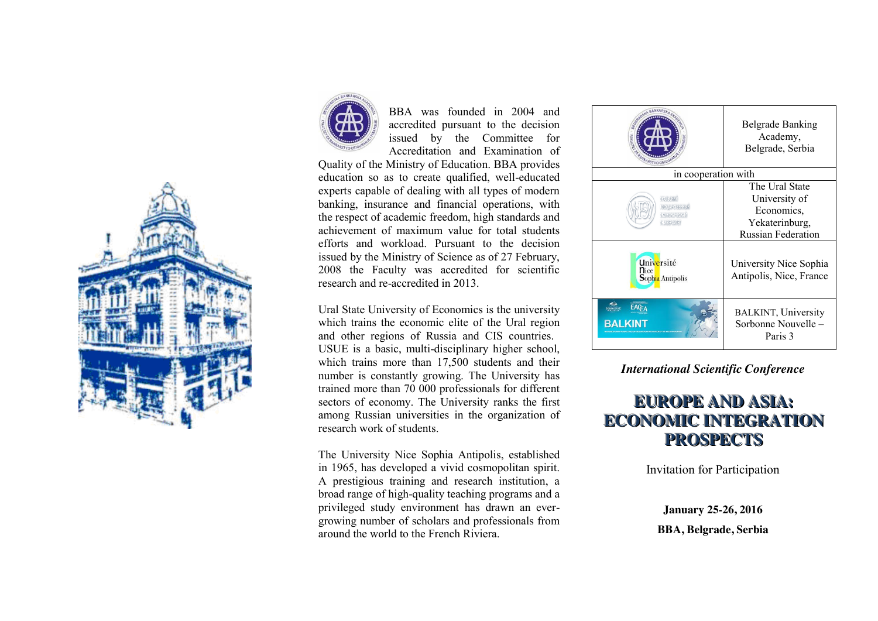BBA was founded in 2004 and accredited pursuant to the decision issued by the Committee for Accreditation and Examination of Quality of the Ministry of Education. BBA provides education so as to create qualified, well-educated experts capable of dealing with all types of modern banking, insurance and financial operations, with the respect of academic freedom, high standards and achievement of maximum value for total students efforts and workload. Pursuant to the decision issued by the Ministry of Science as of 27 February, 2008 the Faculty was accredited for scientific research and re-accredited in 2013.

Ural State University of Economics is the university which trains the economic elite of the Ural region and other regions of Russia and CIS countries. USUE is a basic, multi-disciplinary higher school, which trains more than 17,500 students and their number is constantly growing. The University has trained more than 70 000 professionals for different sectors of economy. The University ranks the first among Russian universities in the organization of research work of students.

The University Nice Sophia Antipolis, established in 1965, has developed a vivid cosmopolitan spirit. A prestigious training and research institution, a broad range of high-quality teaching programs and a privileged study environment has drawn an ever-growing number of scholars and professionals from around the world to the French Riviera.

| | |
|---|---|
| | Belgrade Banking Academy, Belgrade, Serbia |
| in cooperation with | |
| | The Ural State University of Economics, Yekaterinburg, Russian Federation |
| Université Nice Sophia Antipolis | University Nice Sophia Antipolis, Nice, France |
| BALKINT | BALKINT, University Sorbonne Nouvelle – Paris 3 |

***International Scientific Conference***

# EUROPE AND ASIA: ECONOMIC INTEGRATION PROSPECTS

Invitation for Participation

**January 25-26, 2016**

**BBA, Belgrade, Serbia**